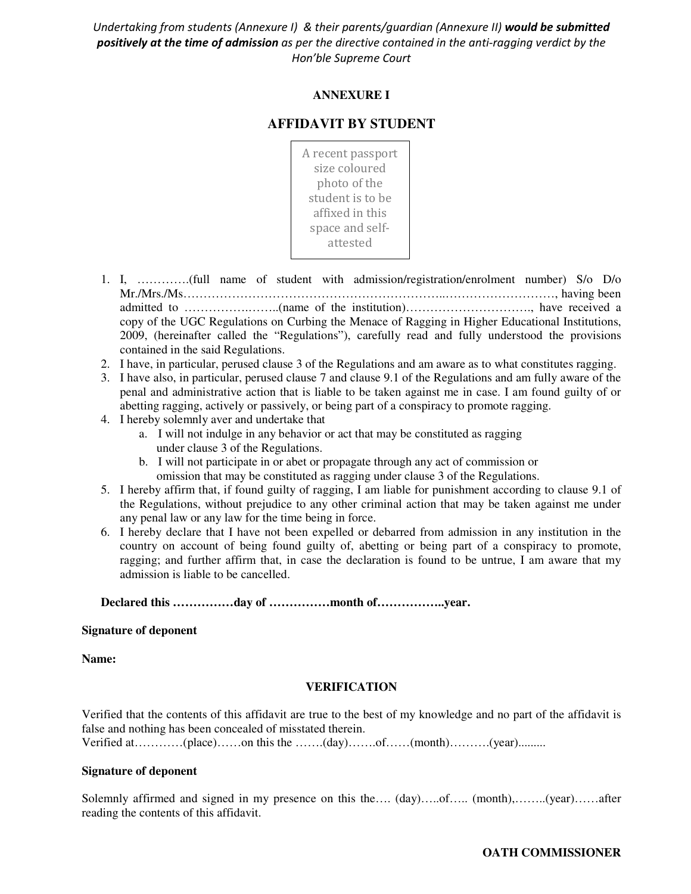*Undertaking from students (Annexure I) & their parents/guardian (Annexure II)* ***would be submitted positively at the time of admission*** *as per the directive contained in the anti-ragging verdict by the Hon'ble Supreme Court*

**ANNEXURE I**

## AFFIDAVIT BY STUDENT

A recent passport size coloured photo of the student is to be affixed in this space and self-attested

1. I, ………….(full name of student with admission/registration/enrolment number) S/o D/o Mr./Mrs./Ms………………………………………………………..………………………, having been admitted to ……………..……..(name of the institution)…………………………., have received a copy of the UGC Regulations on Curbing the Menace of Ragging in Higher Educational Institutions, 2009, (hereinafter called the "Regulations"), carefully read and fully understood the provisions contained in the said Regulations.
2. I have, in particular, perused clause 3 of the Regulations and am aware as to what constitutes ragging.
3. I have also, in particular, perused clause 7 and clause 9.1 of the Regulations and am fully aware of the penal and administrative action that is liable to be taken against me in case. I am found guilty of or abetting ragging, actively or passively, or being part of a conspiracy to promote ragging.
4. I hereby solemnly aver and undertake that
   a. I will not indulge in any behavior or act that may be constituted as ragging under clause 3 of the Regulations.
   b. I will not participate in or abet or propagate through any act of commission or omission that may be constituted as ragging under clause 3 of the Regulations.
5. I hereby affirm that, if found guilty of ragging, I am liable for punishment according to clause 9.1 of the Regulations, without prejudice to any other criminal action that may be taken against me under any penal law or any law for the time being in force.
6. I hereby declare that I have not been expelled or debarred from admission in any institution in the country on account of being found guilty of, abetting or being part of a conspiracy to promote, ragging; and further affirm that, in case the declaration is found to be untrue, I am aware that my admission is liable to be cancelled.

**Declared this ……………day of ……………month of……………..year.**

**Signature of deponent**

**Name:**

**VERIFICATION**

Verified that the contents of this affidavit are true to the best of my knowledge and no part of the affidavit is false and nothing has been concealed of misstated therein.
Verified at…………(place)……on this the …….(day)…….of……(month)……….(year).........

**Signature of deponent**

Solemnly affirmed and signed in my presence on this the…. (day)…..of….. (month),……..(year)……after reading the contents of this affidavit.

**OATH COMMISSIONER**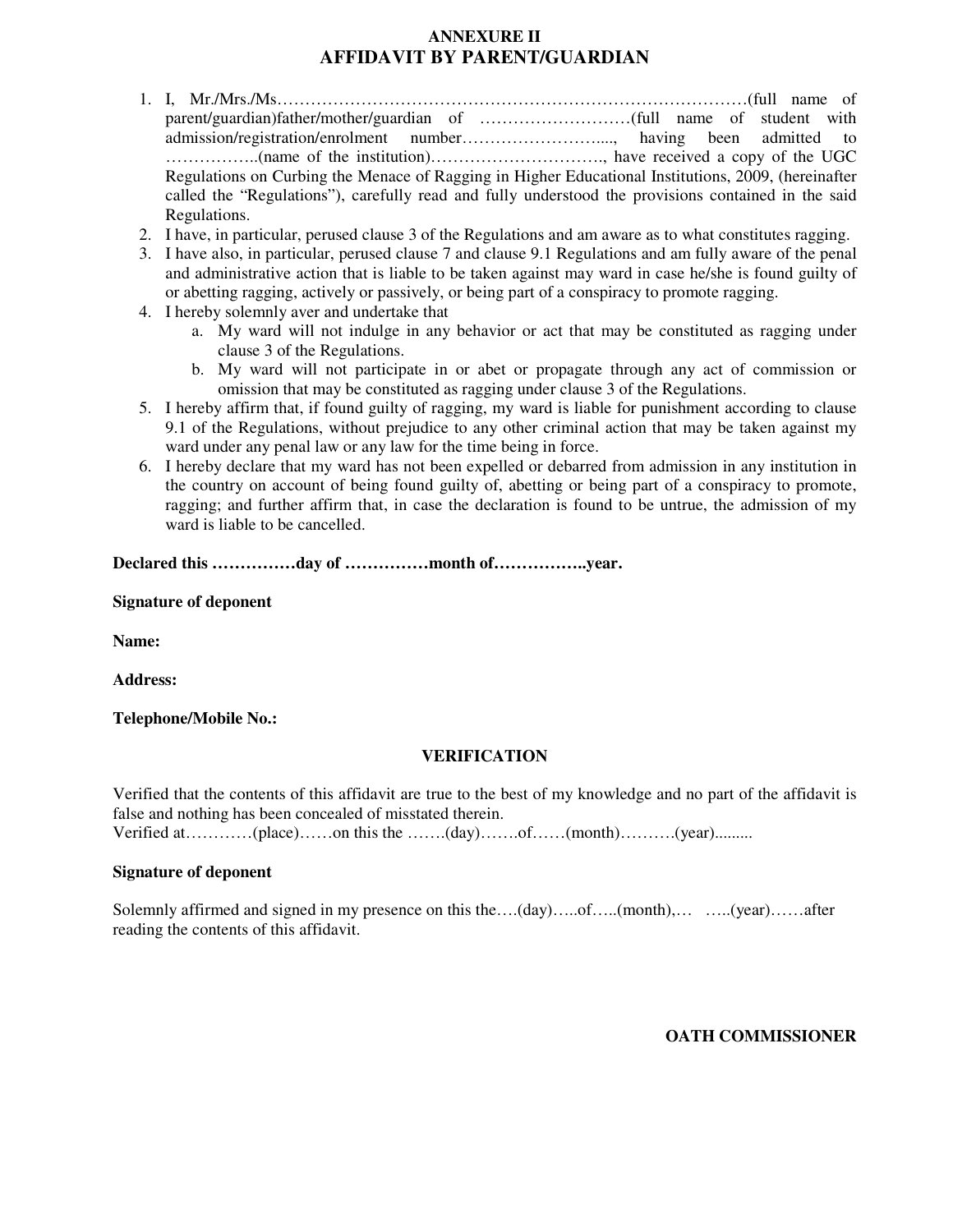# ANNEXURE II
# AFFIDAVIT BY PARENT/GUARDIAN

1. I, Mr./Mrs./Ms……………………………………………………………………………(full name of parent/guardian)father/mother/guardian of ………………………(full name of student with admission/registration/enrolment number……………………...., having been admitted to ……………..(name of the institution)…………………………., have received a copy of the UGC Regulations on Curbing the Menace of Ragging in Higher Educational Institutions, 2009, (hereinafter called the "Regulations"), carefully read and fully understood the provisions contained in the said Regulations.
2. I have, in particular, perused clause 3 of the Regulations and am aware as to what constitutes ragging.
3. I have also, in particular, perused clause 7 and clause 9.1 Regulations and am fully aware of the penal and administrative action that is liable to be taken against may ward in case he/she is found guilty of or abetting ragging, actively or passively, or being part of a conspiracy to promote ragging.
4. I hereby solemnly aver and undertake that
   a. My ward will not indulge in any behavior or act that may be constituted as ragging under clause 3 of the Regulations.
   b. My ward will not participate in or abet or propagate through any act of commission or omission that may be constituted as ragging under clause 3 of the Regulations.
5. I hereby affirm that, if found guilty of ragging, my ward is liable for punishment according to clause 9.1 of the Regulations, without prejudice to any other criminal action that may be taken against my ward under any penal law or any law for the time being in force.
6. I hereby declare that my ward has not been expelled or debarred from admission in any institution in the country on account of being found guilty of, abetting or being part of a conspiracy to promote, ragging; and further affirm that, in case the declaration is found to be untrue, the admission of my ward is liable to be cancelled.

**Declared this ……………day of ……………month of……………..year.**

**Signature of deponent**

**Name:**

**Address:**

**Telephone/Mobile No.:**

## VERIFICATION

Verified that the contents of this affidavit are true to the best of my knowledge and no part of the affidavit is false and nothing has been concealed of misstated therein.
Verified at…………(place)……on this the …….(day)…….of……(month)……….(year).........

**Signature of deponent**

Solemnly affirmed and signed in my presence on this the….(day)…..of…..(month),… …..(year)……after reading the contents of this affidavit.

**OATH COMMISSIONER**